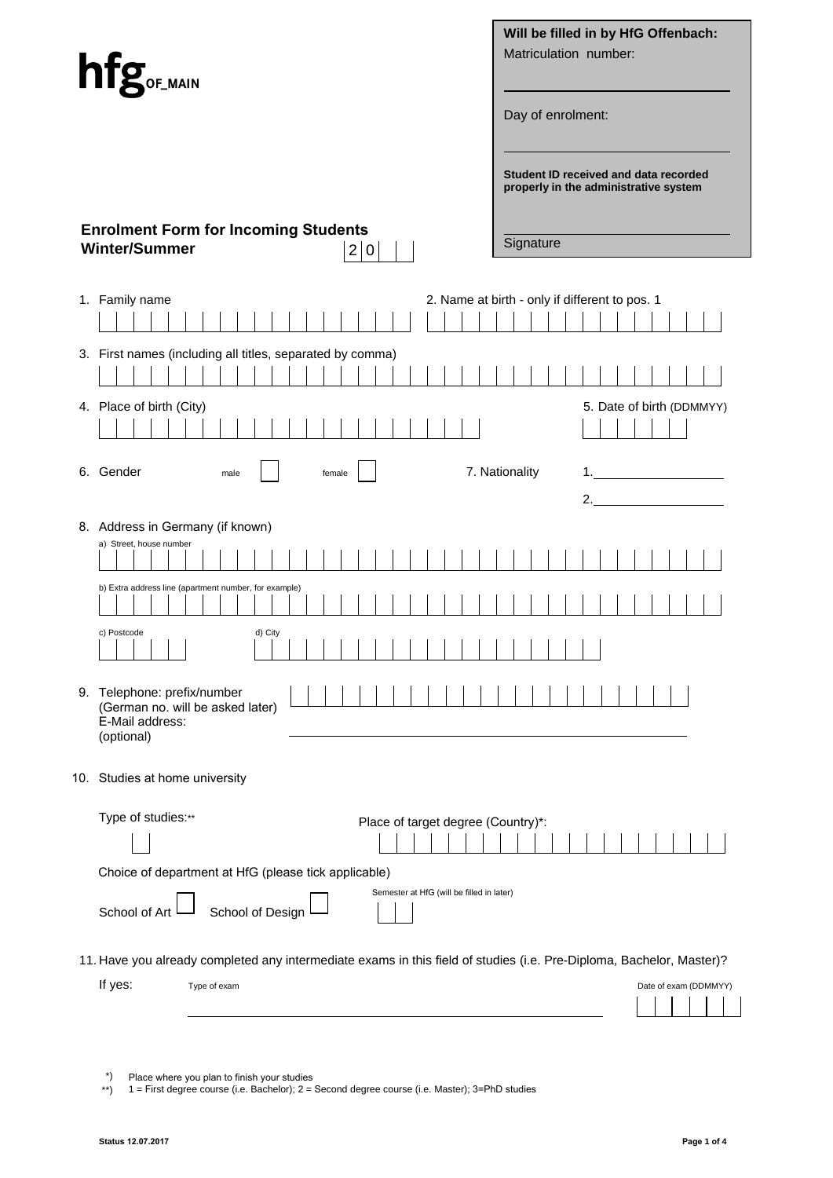**hfg** OF_MAIN

**Will be filled in by HfG Offenbach:**

Matriculation number:

______________________

Day of enrolment:

______________________

**Student ID received and data recorded properly in the administrative system**

______________________
Signature

## Enrolment Form for Incoming Students

**Winter/Summer** 2 0 _ _

1. Family name

2. Name at birth - only if different to pos. 1

3. First names (including all titles, separated by comma)

4. Place of birth (City)

5. Date of birth (DDMMYY)

6. Gender male ☐ female ☐

7. Nationality 1.______________ 2.______________

8. Address in Germany (if known)
   a) Street, house number
   b) Extra address line (apartment number, for example)
   c) Postcode
   d) City

9. Telephone: prefix/number (German no. will be asked later)
   E-Mail address: (optional) ______________________

10. Studies at home university

    Type of studies:**

    Place of target degree (Country)*:

    Choice of department at HfG (please tick applicable)

    School of Art ☐ School of Design ☐

    Semester at HfG (will be filled in later)

11. Have you already completed any intermediate exams in this field of studies (i.e. Pre-Diploma, Bachelor, Master)?

    If yes: Type of exam ______________________ Date of exam (DDMMYY)

*) Place where you plan to finish your studies

**) 1 = First degree course (i.e. Bachelor); 2 = Second degree course (i.e. Master); 3=PhD studies

**Status 12.07.2017**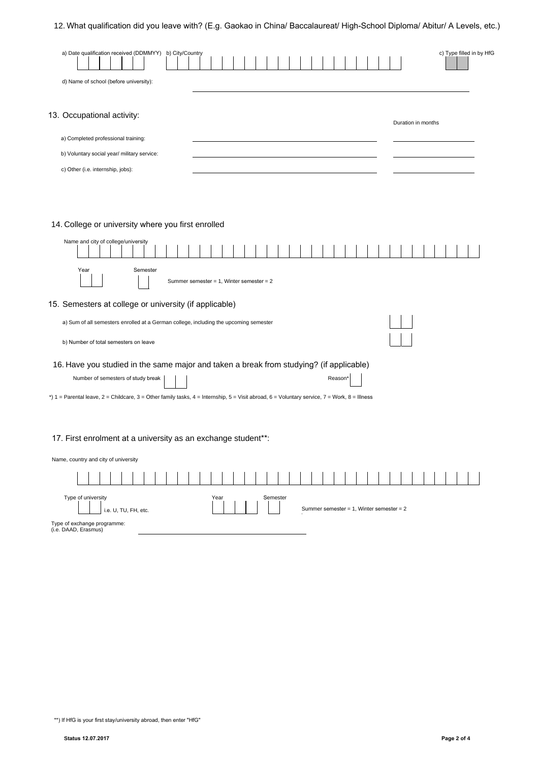## 12. What qualification did you leave with? (E.g. Gaokao in China/ Baccalaureat/ High-School Diploma/ Abitur/ A Levels, etc.)

a) Date qualification received (DDMMYY) | | | | | | |

b) City/Country | | | | | | | | | | | | | | | | | | | | | |

c) Type filled in by HfG | | |

d) Name of school (before university): ______________________________

## 13. Occupational activity:

| | | Duration in months |
|---|---|---|
| a) Completed professional training: | ______________________ | ____________ |
| b) Voluntary social year/ military service: | ______________________ | ____________ |
| c) Other (i.e. internship, jobs): | ______________________ | ____________ |

## 14. College or university where you first enrolled

Name and city of college/university | | | | | | | | | | | | | | | | | | | | | | | | | | | | | | | | | | | | |

Year | | |   Semester | |   Summer semester = 1, Winter semester = 2

## 15. Semesters at college or university (if applicable)

a) Sum of all semesters enrolled at a German college, including the upcoming semester | | |

b) Number of total semesters on leave | | |

## 16. Have you studied in the same major and taken a break from studying? (if applicable)

Number of semesters of study break | | |   Reason* | |

*) 1 = Parental leave, 2 = Childcare, 3 = Other family tasks, 4 = Internship, 5 = Visit abroad, 6 = Voluntary service, 7 = Work, 8 = Illness

## 17. First enrolment at a university as an exchange student**:

Name, country and city of university

| | | | | | | | | | | | | | | | | | | | | | | | | | | | | | | | | | | | | |

Type of university | | | i.e. U, TU, FH, etc.   Year | | | | |   Semester | |   Summer semester = 1, Winter semester = 2

Type of exchange programme: (i.e. DAAD, Erasmus) ______________________

**) If HfG is your first stay/university abroad, then enter "HfG"

Status 12.07.2017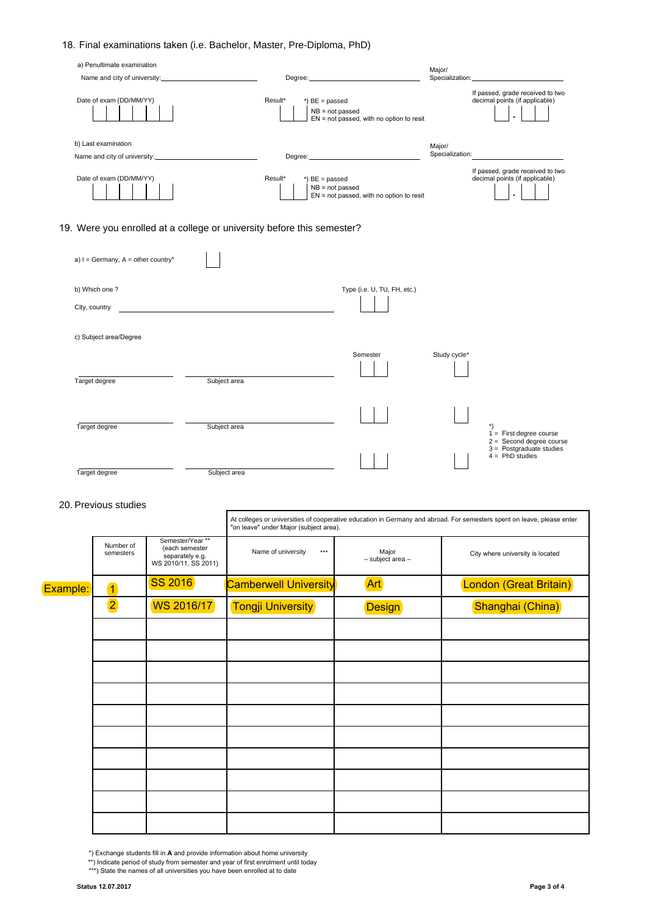## 18. Final examinations taken (i.e. Bachelor, Master, Pre-Diploma, PhD)

a) Penultimate examination

Name and city of university: ______________________ Degree: ______________________ Major/ Specialization: ______________________

Date of exam (DD/MM/YY) | | | | | | |

Result* | | | *) BE = passed, NB = not passed, EN = not passed, with no option to resit

If passed, grade received to two decimal points (if applicable) | | . | | |

b) Last examination

Name and city of university: ______________________ Degree: ______________________ Major/ Specialization: ______________________

Date of exam (DD/MM/YY) | | | | | | |

Result* | | | *) BE = passed, NB = not passed, EN = not passed, with no option to resit

If passed, grade received to two decimal points (if applicable) | | . | | |

## 19. Were you enrolled at a college or university before this semester?

a) I = Germany, A = other country* | |

b) Which one ?

City, country ______________________ Type (i.e. U, TU, FH, etc.) | | |

c) Subject area/Degree

| Target degree | Subject area | Semester | Study cycle* |
|---|---|---|---|
| | | | |
| | | | |
| | | | |

*) 1 = First degree course, 2 = Second degree course, 3 = Postgraduate studies, 4 = PhD studies

## 20. Previous studies

At colleges or universities of cooperative education in Germany and abroad. For semesters spent on leave, please enter "on leave" under Major (subject area).

| | Number of semesters | Semester/Year ** (each semester separately e.g. WS 2010/11, SS 2011) | Name of university *** | Major – subject area – | City where university is located |
|---|---|---|---|---|---|
| Example: | 1 | SS 2016 | Camberwell University | Art | London (Great Britain) |
| | 2 | WS 2016/17 | Tongji University | Design | Shanghai (China) |
| | | | | | |
| | | | | | |
| | | | | | |
| | | | | | |
| | | | | | |
| | | | | | |
| | | | | | |
| | | | | | |
| | | | | | |
| | | | | | |

*) Exchange students fill in **A** and provide information about home university

**) Indicate period of study from semester and year of first enrolment until today

***) State the names of all universities you have been enrolled at to date

**Status 12.07.2017**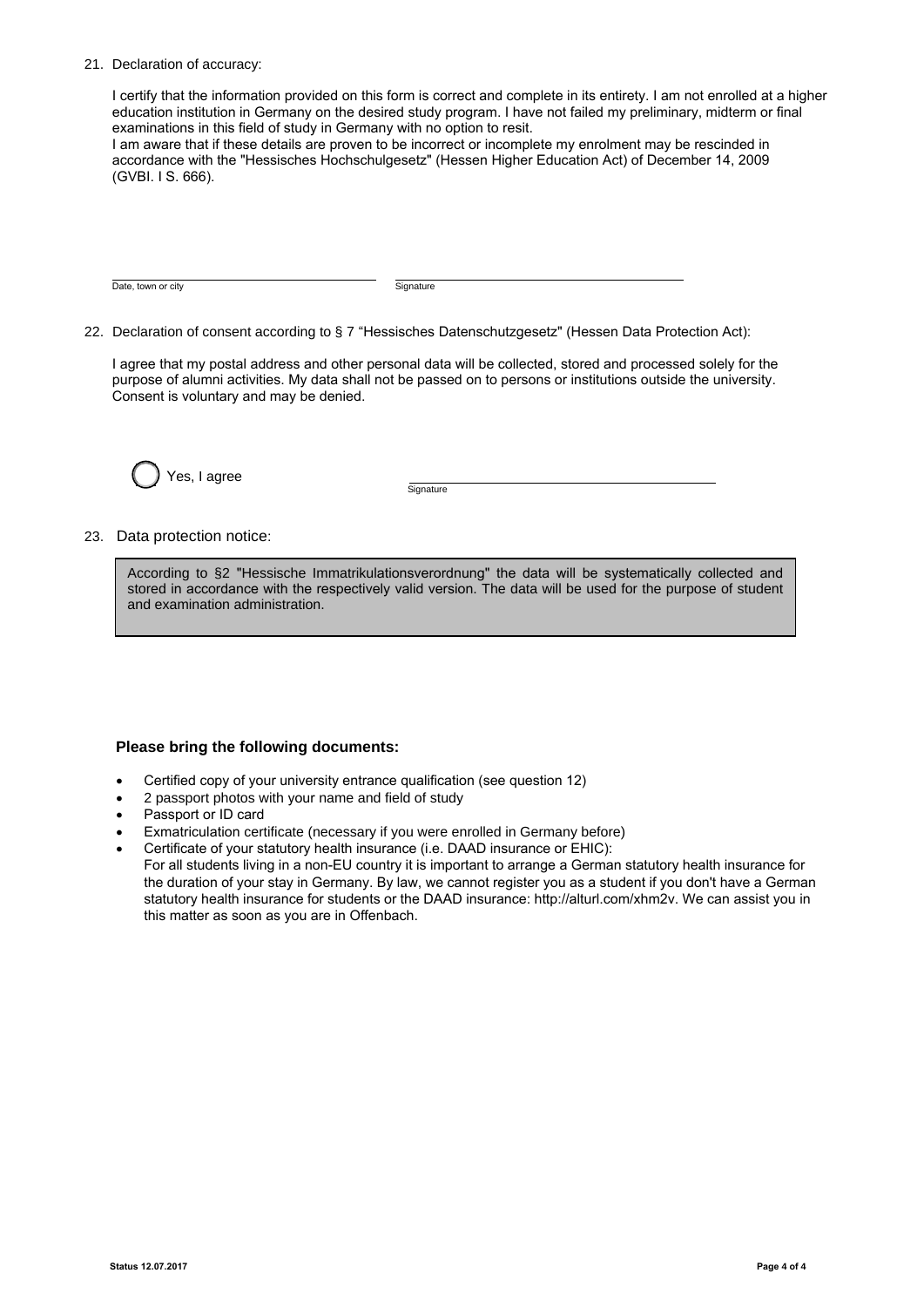21. Declaration of accuracy:

I certify that the information provided on this form is correct and complete in its entirety. I am not enrolled at a higher education institution in Germany on the desired study program. I have not failed my preliminary, midterm or final examinations in this field of study in Germany with no option to resit.
I am aware that if these details are proven to be incorrect or incomplete my enrolment may be rescinded in accordance with the "Hessisches Hochschulgesetz" (Hessen Higher Education Act) of December 14, 2009 (GVBl. I S. 666).

Date, town or city ____________________ Signature ____________________

22. Declaration of consent according to § 7 "Hessisches Datenschutzgesetz" (Hessen Data Protection Act):

I agree that my postal address and other personal data will be collected, stored and processed solely for the purpose of alumni activities. My data shall not be passed on to persons or institutions outside the university. Consent is voluntary and may be denied.

◯ Yes, I agree

Signature ____________________

23. Data protection notice:

According to §2 "Hessische Immatrikulationsverordnung" the data will be systematically collected and stored in accordance with the respectively valid version. The data will be used for the purpose of student and examination administration.

**Please bring the following documents:**

- Certified copy of your university entrance qualification (see question 12)
- 2 passport photos with your name and field of study
- Passport or ID card
- Exmatriculation certificate (necessary if you were enrolled in Germany before)
- Certificate of your statutory health insurance (i.e. DAAD insurance or EHIC):
  For all students living in a non-EU country it is important to arrange a German statutory health insurance for the duration of your stay in Germany. By law, we cannot register you as a student if you don't have a German statutory health insurance for students or the DAAD insurance: http://alturl.com/xhm2v. We can assist you in this matter as soon as you are in Offenbach.

Status 12.07.2017